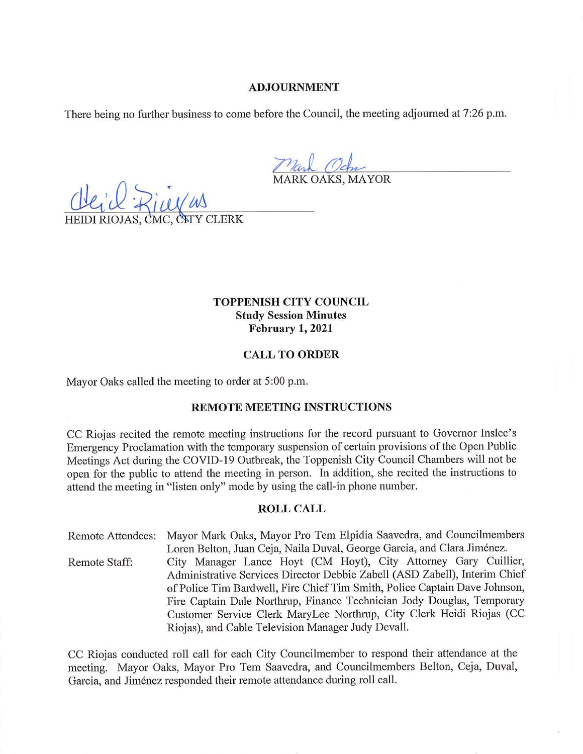## ADJOURNMENT

There being no further business to come before the Council, the meeting adjourned at 7:26 p.m.

MARK OAKS, MAYOR

HEIDI RIOJAS, CMC, CITY CLERK

# TOPPENISH CITY COUNCIL
**Study Session Minutes**
**February 1, 2021**

## CALL TO ORDER

Mayor Oaks called the meeting to order at 5:00 p.m.

## REMOTE MEETING INSTRUCTIONS

CC Riojas recited the remote meeting instructions for the record pursuant to Governor Inslee's Emergency Proclamation with the temporary suspension of certain provisions of the Open Public Meetings Act during the COVID-19 Outbreak, the Toppenish City Council Chambers will not be open for the public to attend the meeting in person. In addition, she recited the instructions to attend the meeting in "listen only" mode by using the call-in phone number.

## ROLL CALL

Remote Attendees: Mayor Mark Oaks, Mayor Pro Tem Elpidia Saavedra, and Councilmembers Loren Belton, Juan Ceja, Naila Duval, George Garcia, and Clara Jiménez.

Remote Staff: City Manager Lance Hoyt (CM Hoyt), City Attorney Gary Cuillier, Administrative Services Director Debbie Zabell (ASD Zabell), Interim Chief of Police Tim Bardwell, Fire Chief Tim Smith, Police Captain Dave Johnson, Fire Captain Dale Northrup, Finance Technician Jody Douglas, Temporary Customer Service Clerk MaryLee Northrup, City Clerk Heidi Riojas (CC Riojas), and Cable Television Manager Judy Devall.

CC Riojas conducted roll call for each City Councilmember to respond their attendance at the meeting. Mayor Oaks, Mayor Pro Tem Saavedra, and Councilmembers Belton, Ceja, Duval, Garcia, and Jiménez responded their remote attendance during roll call.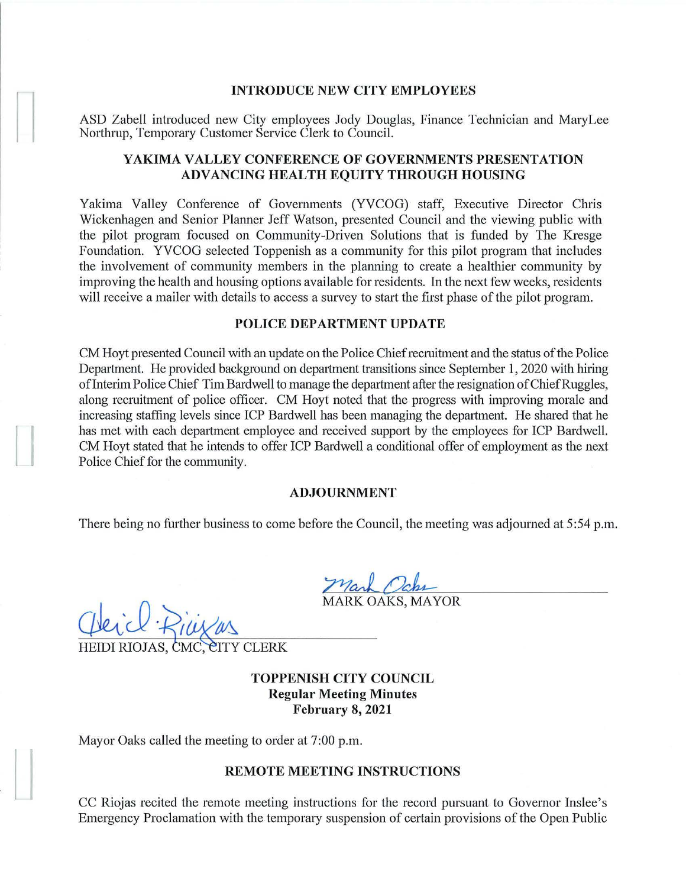## INTRODUCE NEW CITY EMPLOYEES

ASD Zabell introduced new City employees Jody Douglas, Finance Technician and MaryLee Northrup, Temporary Customer Service Clerk to Council.

## YAKIMA VALLEY CONFERENCE OF GOVERNMENTS PRESENTATION ADVANCING HEALTH EQUITY THROUGH HOUSING

Yakima Valley Conference of Governments (YVCOG) staff, Executive Director Chris Wickenhagen and Senior Planner Jeff Watson, presented Council and the viewing public with the pilot program focused on Community-Driven Solutions that is funded by The Kresge Foundation. YVCOG selected Toppenish as a community for this pilot program that includes the involvement of community members in the planning to create a healthier community by improving the health and housing options available for residents. In the next few weeks, residents will receive a mailer with details to access a survey to start the first phase of the pilot program.

## POLICE DEPARTMENT UPDATE

CM Hoyt presented Council with an update on the Police Chief recruitment and the status of the Police Department. He provided background on department transitions since September 1, 2020 with hiring of Interim Police Chief Tim Bardwell to manage the department after the resignation of Chief Ruggles, along recruitment of police officer. CM Hoyt noted that the progress with improving morale and increasing staffing levels since ICP Bardwell has been managing the department. He shared that he has met with each department employee and received support by the employees for ICP Bardwell. CM Hoyt stated that he intends to offer ICP Bardwell a conditional offer of employment as the next Police Chief for the community.

## ADJOURNMENT

There being no further business to come before the Council, the meeting was adjourned at 5:54 p.m.

Mark Oaks

MARK OAKS, MAYOR

Heidi Riojas

HEIDI RIOJAS, CMC, CITY CLERK

# TOPPENISH CITY COUNCIL
**Regular Meeting Minutes**
**February 8, 2021**

Mayor Oaks called the meeting to order at 7:00 p.m.

## REMOTE MEETING INSTRUCTIONS

CC Riojas recited the remote meeting instructions for the record pursuant to Governor Inslee's Emergency Proclamation with the temporary suspension of certain provisions of the Open Public